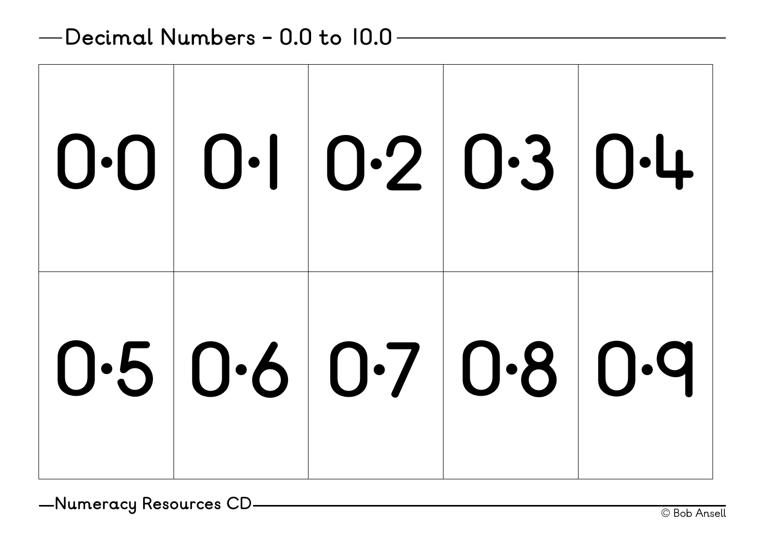## Decimal Numbers - 0.0 to 10.0

| | | | | |
|---|---|---|---|---|
| 0·0 | 0·1 | 0·2 | 0·3 | 0·4 |
| 0·5 | 0·6 | 0·7 | 0·8 | 0·9 |

Numeracy Resources CD

© Bob Ansell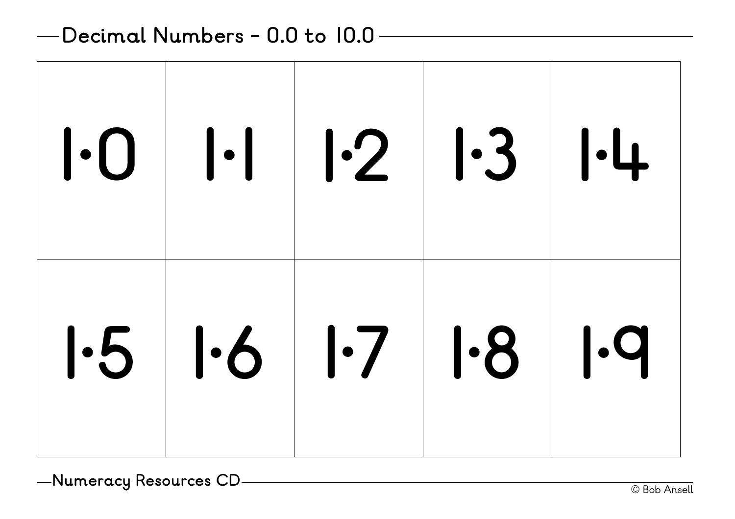## Decimal Numbers - 0.0 to 10.0

| | | | | |
|---|---|---|---|---|
| 1·0 | 1·1 | 1·2 | 1·3 | 1·4 |
| 1·5 | 1·6 | 1·7 | 1·8 | 1·9 |

Numeracy Resources CD

© Bob Ansell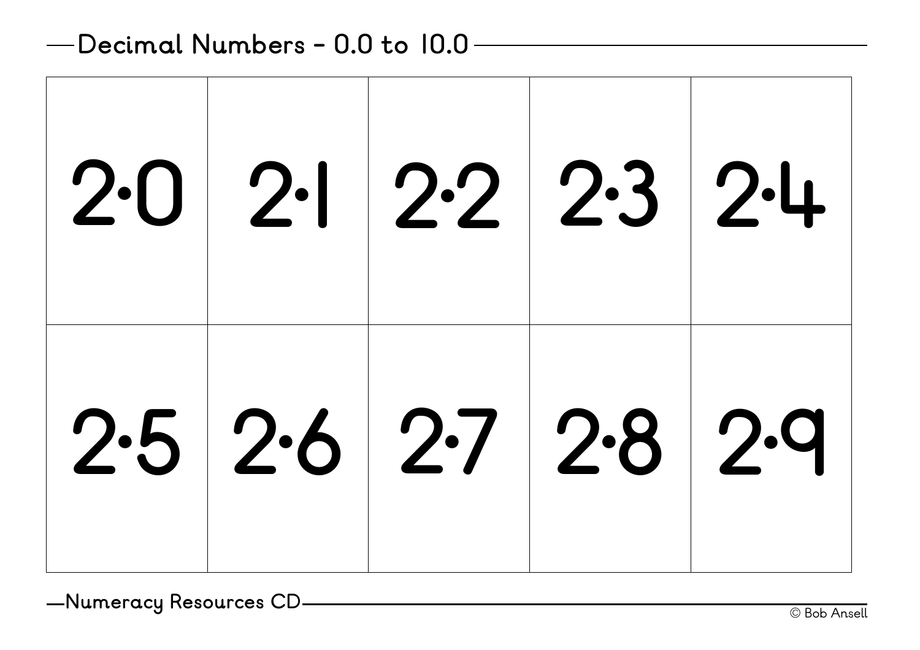## Decimal Numbers - 0.0 to 10.0

| | | | | |
|---|---|---|---|---|
| 2·0 | 2·1 | 2·2 | 2·3 | 2·4 |
| 2·5 | 2·6 | 2·7 | 2·8 | 2·9 |

Numeracy Resources CD

© Bob Ansell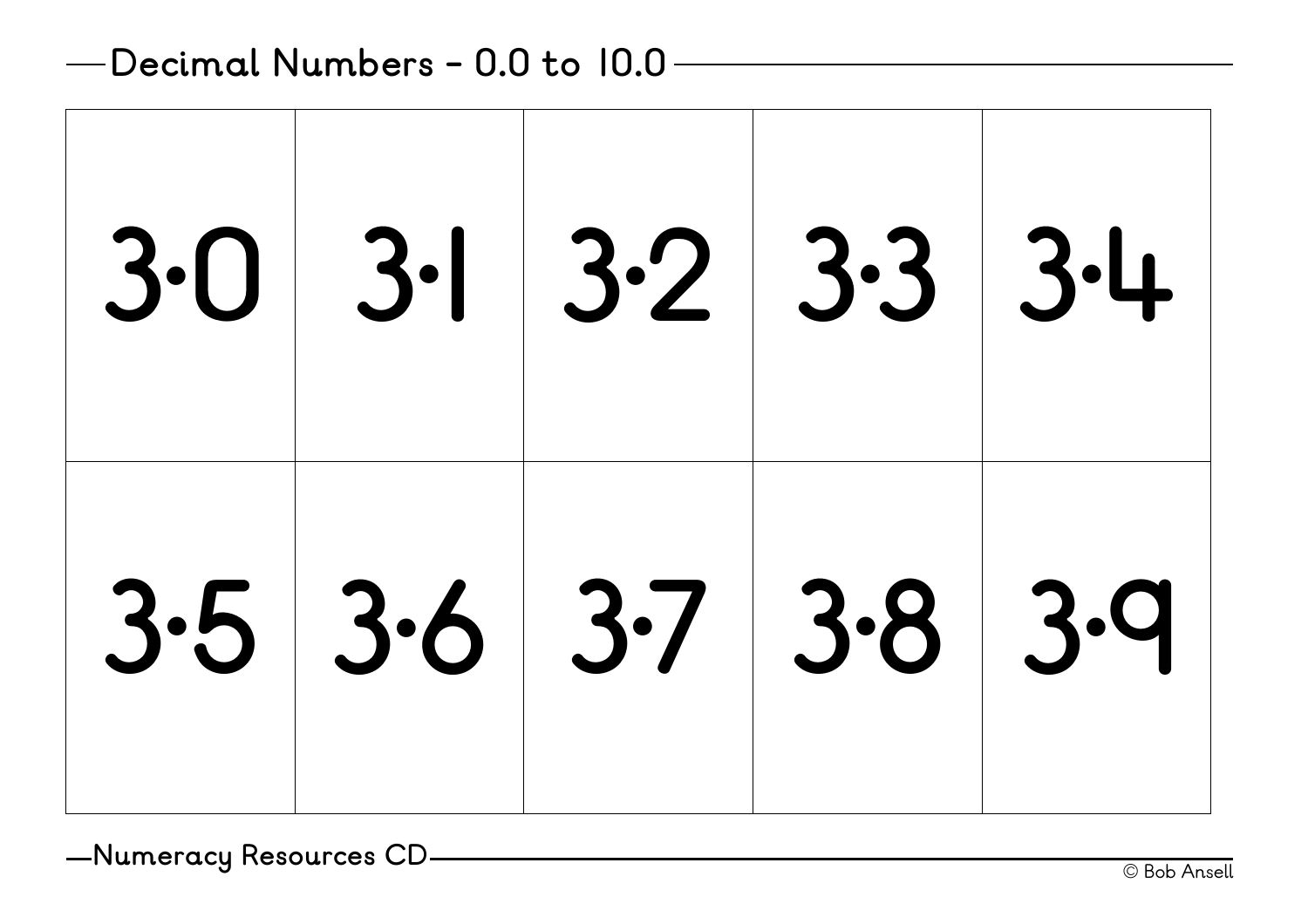## Decimal Numbers - 0.0 to 10.0

| | | | | |
|---|---|---|---|---|
| 3·0 | 3·1 | 3·2 | 3·3 | 3·4 |
| 3·5 | 3·6 | 3·7 | 3·8 | 3·9 |

Numeracy Resources CD

© Bob Ansell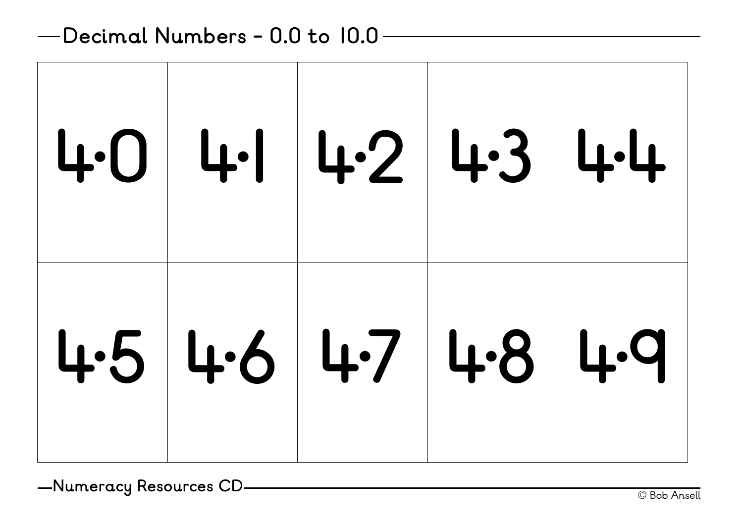## Decimal Numbers – 0.0 to 10.0

| | | | | |
|---|---|---|---|---|
| 4·0 | 4·1 | 4·2 | 4·3 | 4·4 |
| 4·5 | 4·6 | 4·7 | 4·8 | 4·9 |

Numeracy Resources CD

© Bob Ansell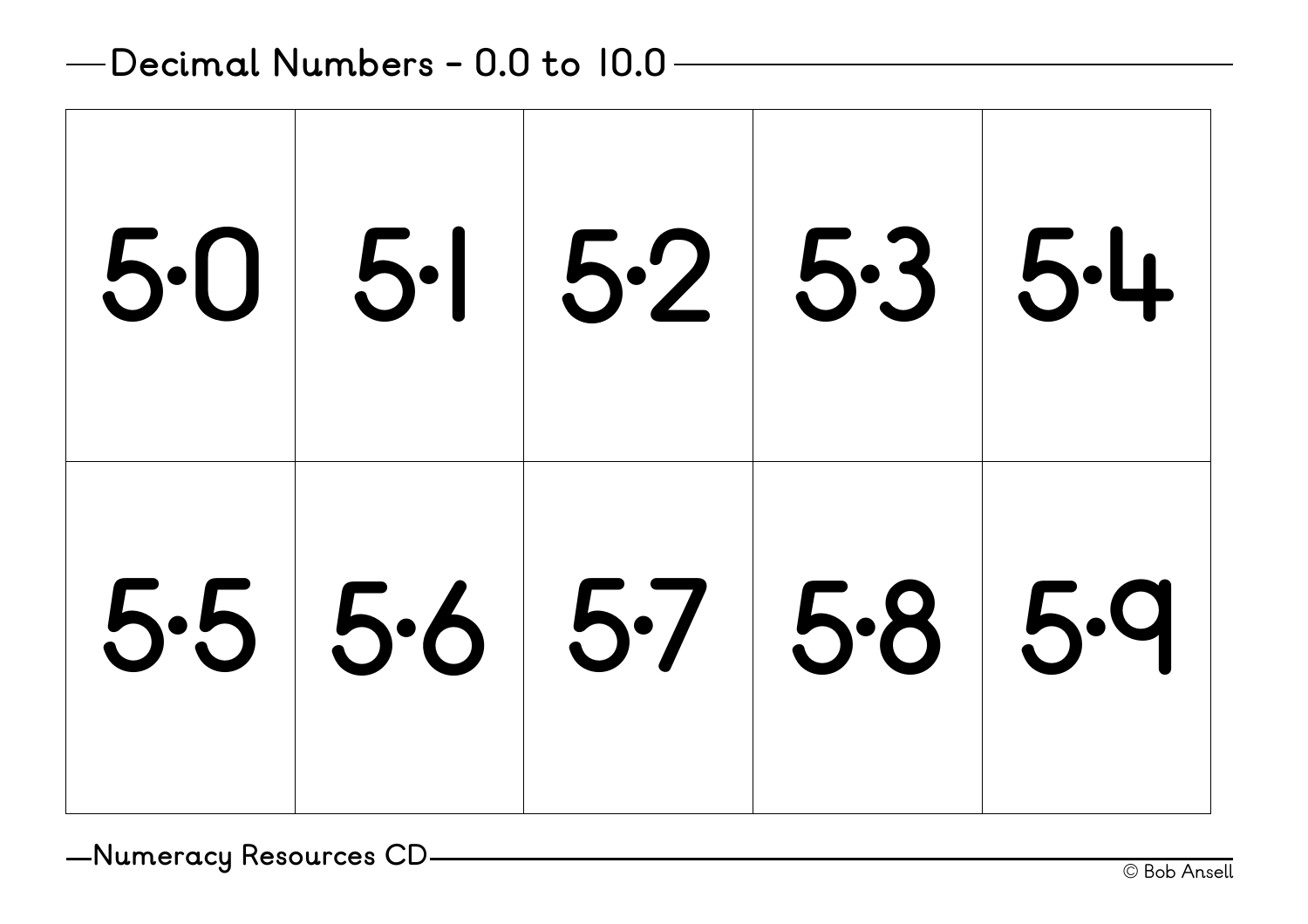## Decimal Numbers – 0.0 to 10.0

| | | | | |
|---|---|---|---|---|
| 5·0 | 5·1 | 5·2 | 5·3 | 5·4 |
| 5·5 | 5·6 | 5·7 | 5·8 | 5·9 |

Numeracy Resources CD

© Bob Ansell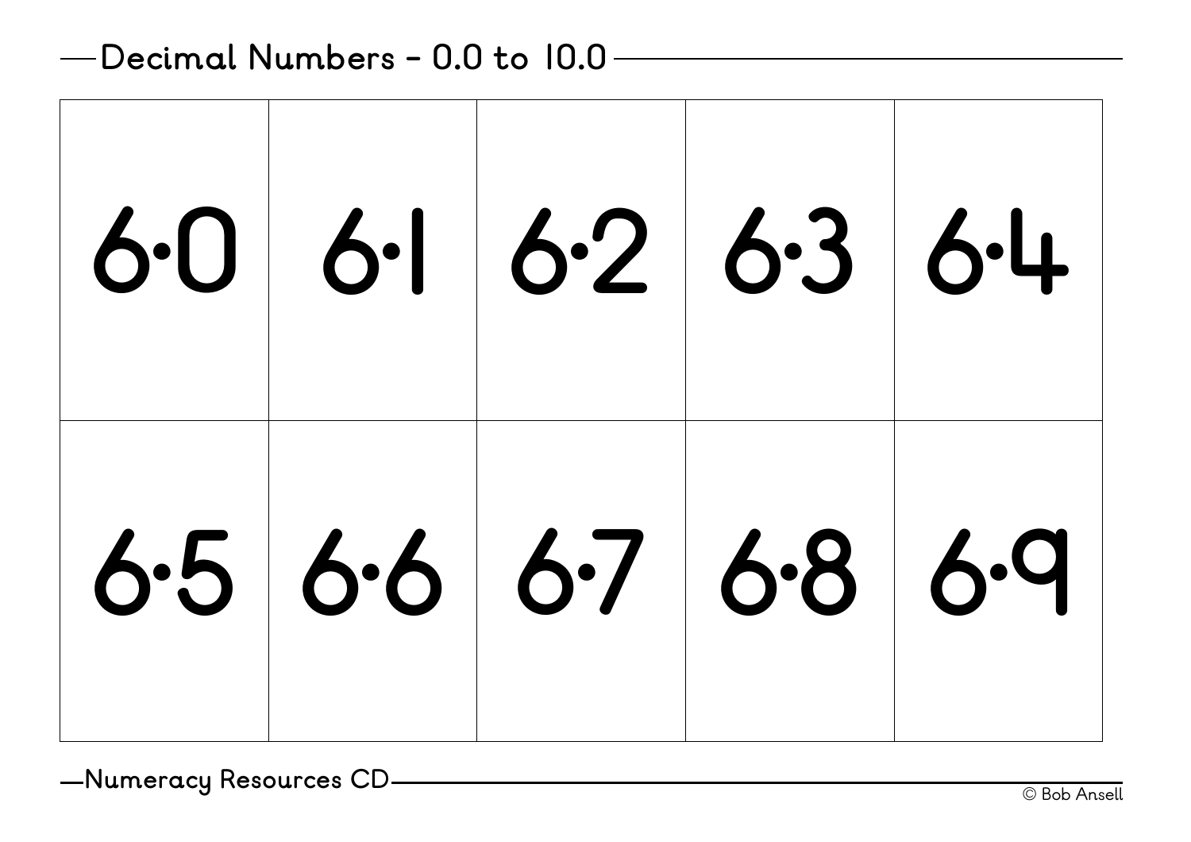## Decimal Numbers – 0.0 to 10.0

| | | | | |
|---|---|---|---|---|
| 6·0 | 6·1 | 6·2 | 6·3 | 6·4 |
| 6·5 | 6·6 | 6·7 | 6·8 | 6·9 |

Numeracy Resources CD

© Bob Ansell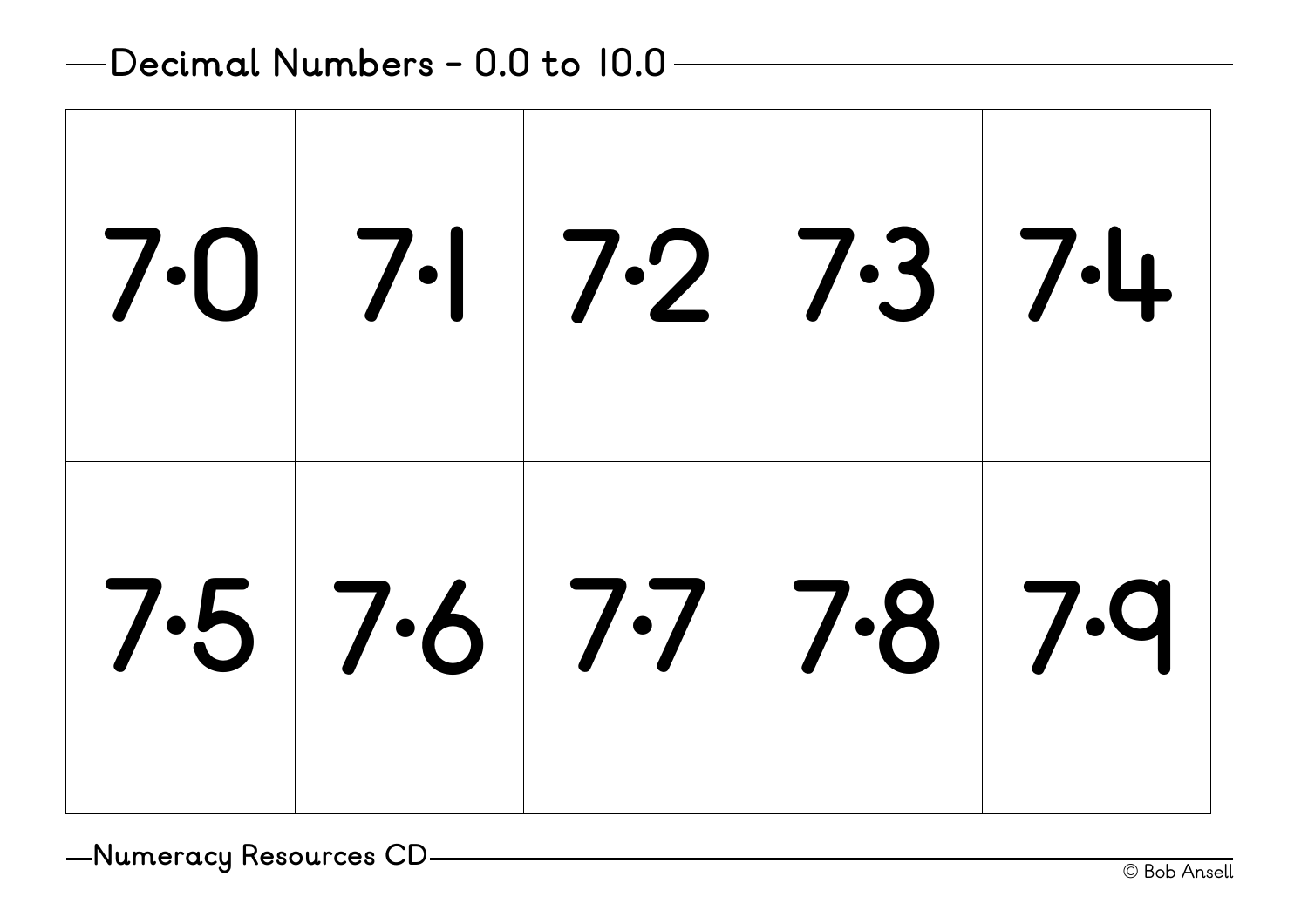## Decimal Numbers - 0.0 to 10.0

| | | | | |
|---|---|---|---|---|
| 7·0 | 7·1 | 7·2 | 7·3 | 7·4 |
| 7·5 | 7·6 | 7·7 | 7·8 | 7·9 |

Numeracy Resources CD

© Bob Ansell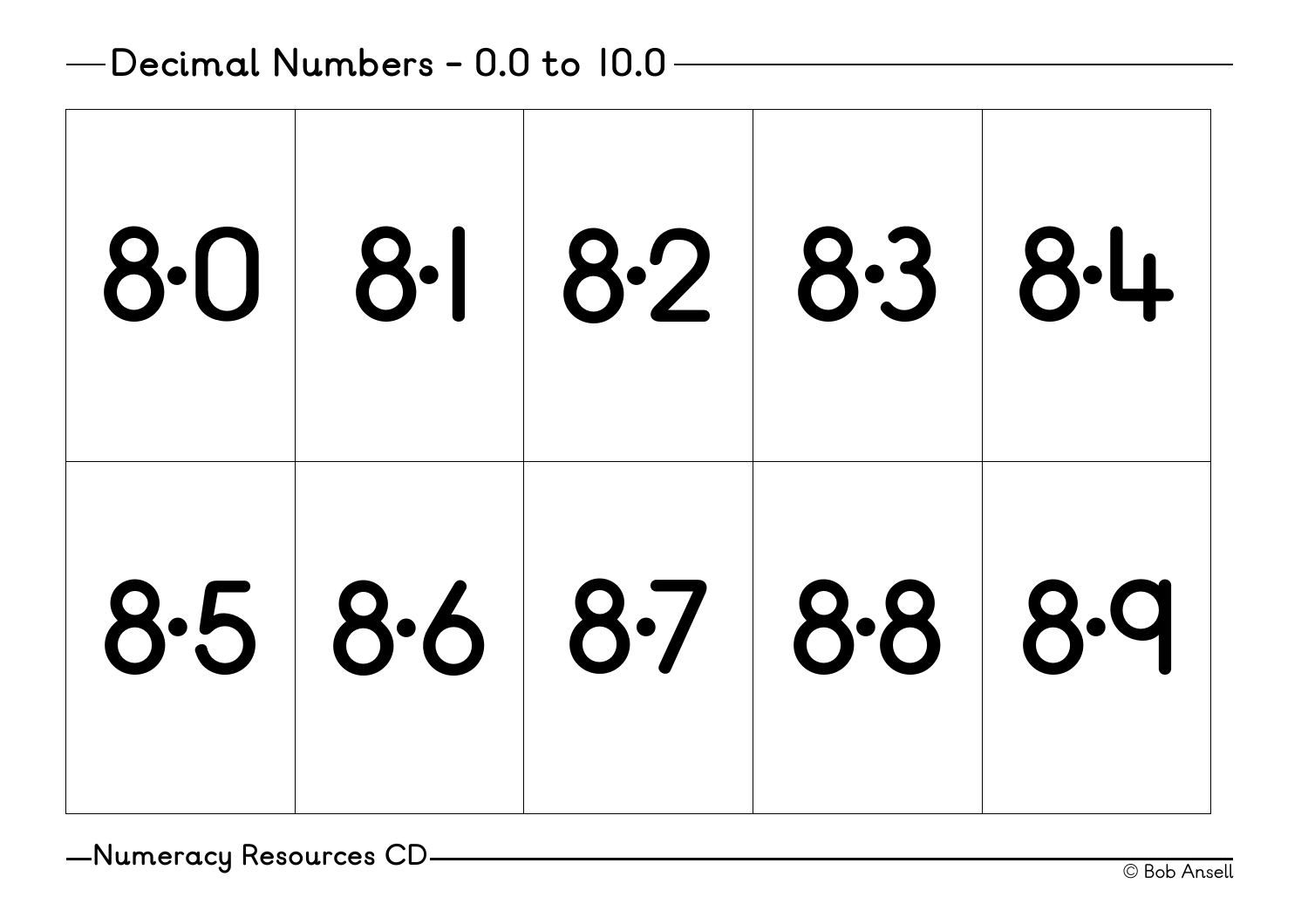## Decimal Numbers - 0.0 to 10.0

| | | | | |
|---|---|---|---|---|
| 8·0 | 8·1 | 8·2 | 8·3 | 8·4 |
| 8·5 | 8·6 | 8·7 | 8·8 | 8·9 |

Numeracy Resources CD

© Bob Ansell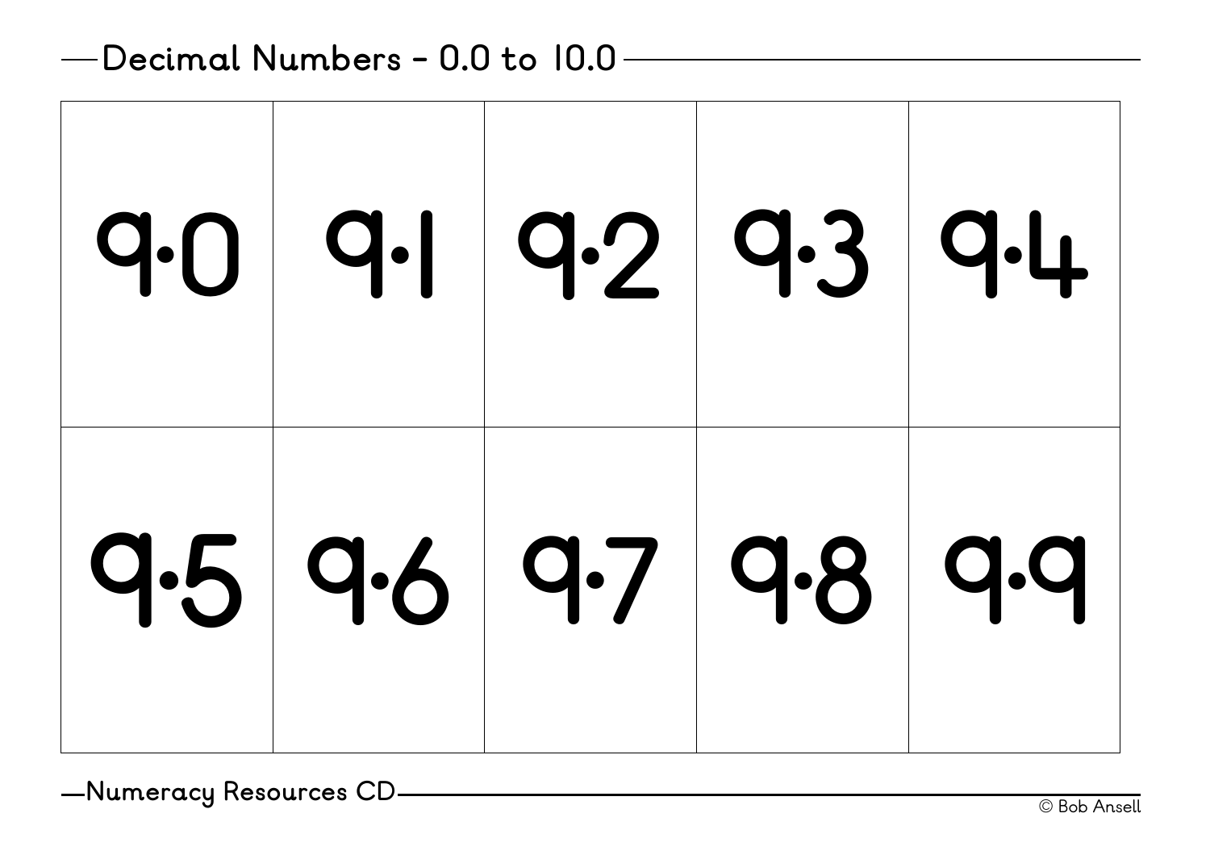## Decimal Numbers – 0.0 to 10.0

| | | | | |
|---|---|---|---|---|
| 9·0 | 9·1 | 9·2 | 9·3 | 9·4 |
| 9·5 | 9·6 | 9·7 | 9·8 | 9·9 |

Numeracy Resources CD

© Bob Ansell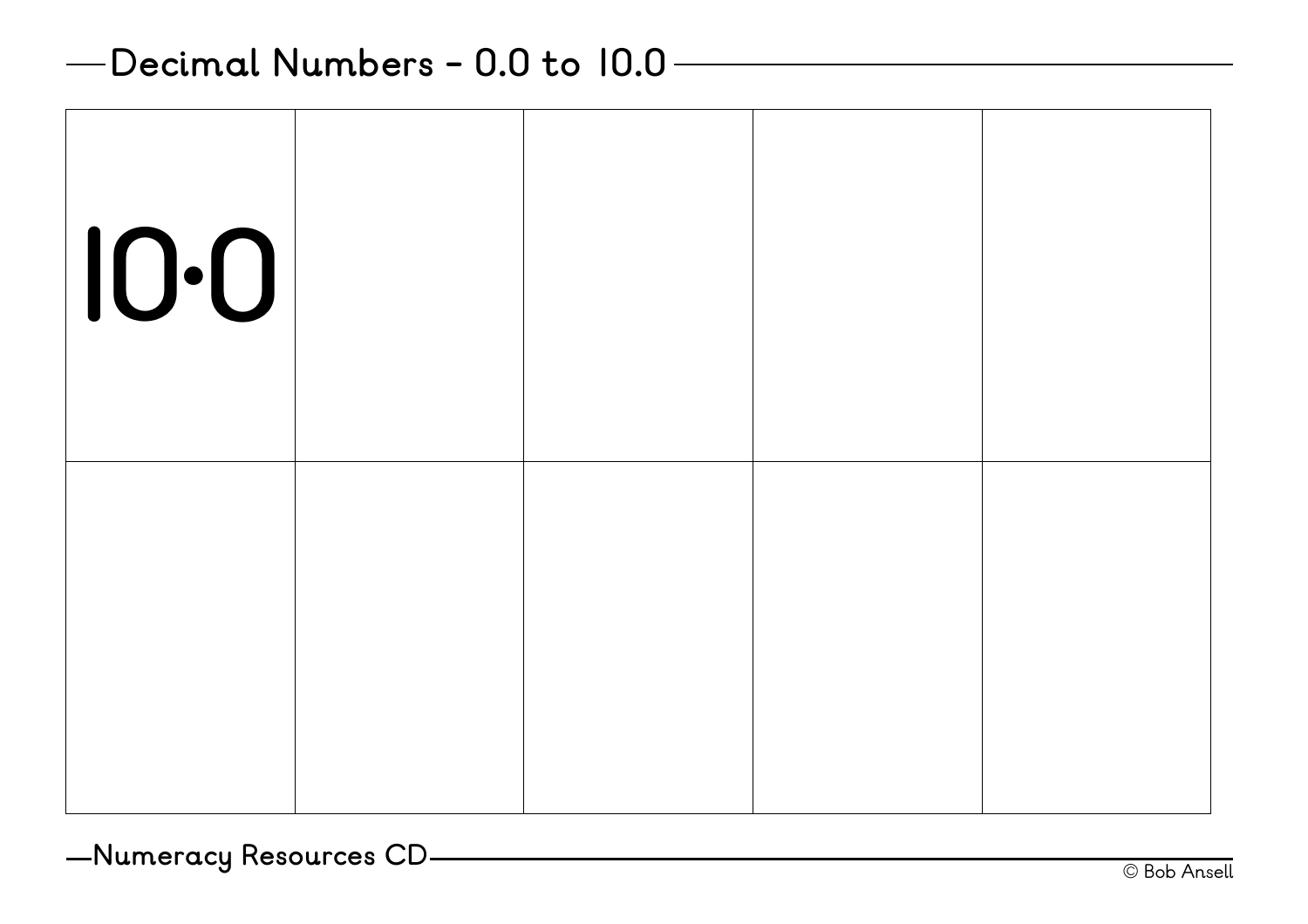# Decimal Numbers - 0.0 to 10.0

| | | | | |
|---|---|---|---|---|
| 10·0 | | | | |
| | | | | |

Numeracy Resources CD

© Bob Ansell